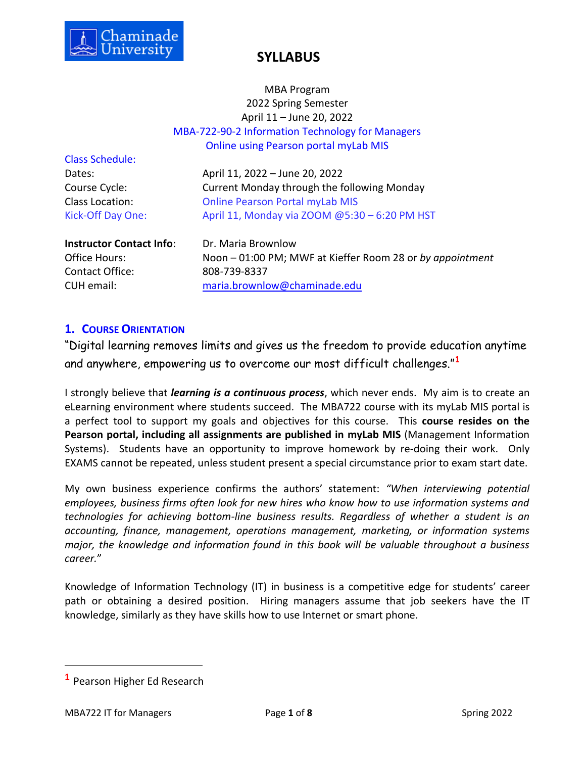# SYLLABUS

MBA Program
2022 Spring Semester
April 11 – June 20, 2022
MBA-722-90-2 Information Technology for Managers
Online using Pearson portal myLab MIS

**Class Schedule:**

| | |
|---|---|
| Dates: | April 11, 2022 – June 20, 2022 |
| Course Cycle: | Current Monday through the following Monday |
| Class Location: | Online Pearson Portal myLab MIS |
| Kick-Off Day One: | April 11, Monday via ZOOM @5:30 – 6:20 PM HST |

| | |
|---|---|
| **Instructor Contact Info**: | Dr. Maria Brownlow |
| Office Hours: | Noon – 01:00 PM; MWF at Kieffer Room 28 or *by appointment* |
| Contact Office: | 808-739-8337 |
| CUH email: | maria.brownlow@chaminade.edu |

## 1. Course Orientation

"Digital learning removes limits and gives us the freedom to provide education anytime and anywhere, empowering us to overcome our most difficult challenges."[1]

I strongly believe that ***learning is a continuous process***, which never ends. My aim is to create an eLearning environment where students succeed. The MBA722 course with its myLab MIS portal is a perfect tool to support my goals and objectives for this course. This **course resides on the Pearson portal, including all assignments are published in myLab MIS** (Management Information Systems). Students have an opportunity to improve homework by re-doing their work. Only EXAMS cannot be repeated, unless student present a special circumstance prior to exam start date.

My own business experience confirms the authors' statement: *"When interviewing potential employees, business firms often look for new hires who know how to use information systems and technologies for achieving bottom-line business results. Regardless of whether a student is an accounting, finance, management, operations management, marketing, or information systems major, the knowledge and information found in this book will be valuable throughout a business career.*"

Knowledge of Information Technology (IT) in business is a competitive edge for students' career path or obtaining a desired position. Hiring managers assume that job seekers have the IT knowledge, similarly as they have skills how to use Internet or smart phone.

---

[1] Pearson Higher Ed Research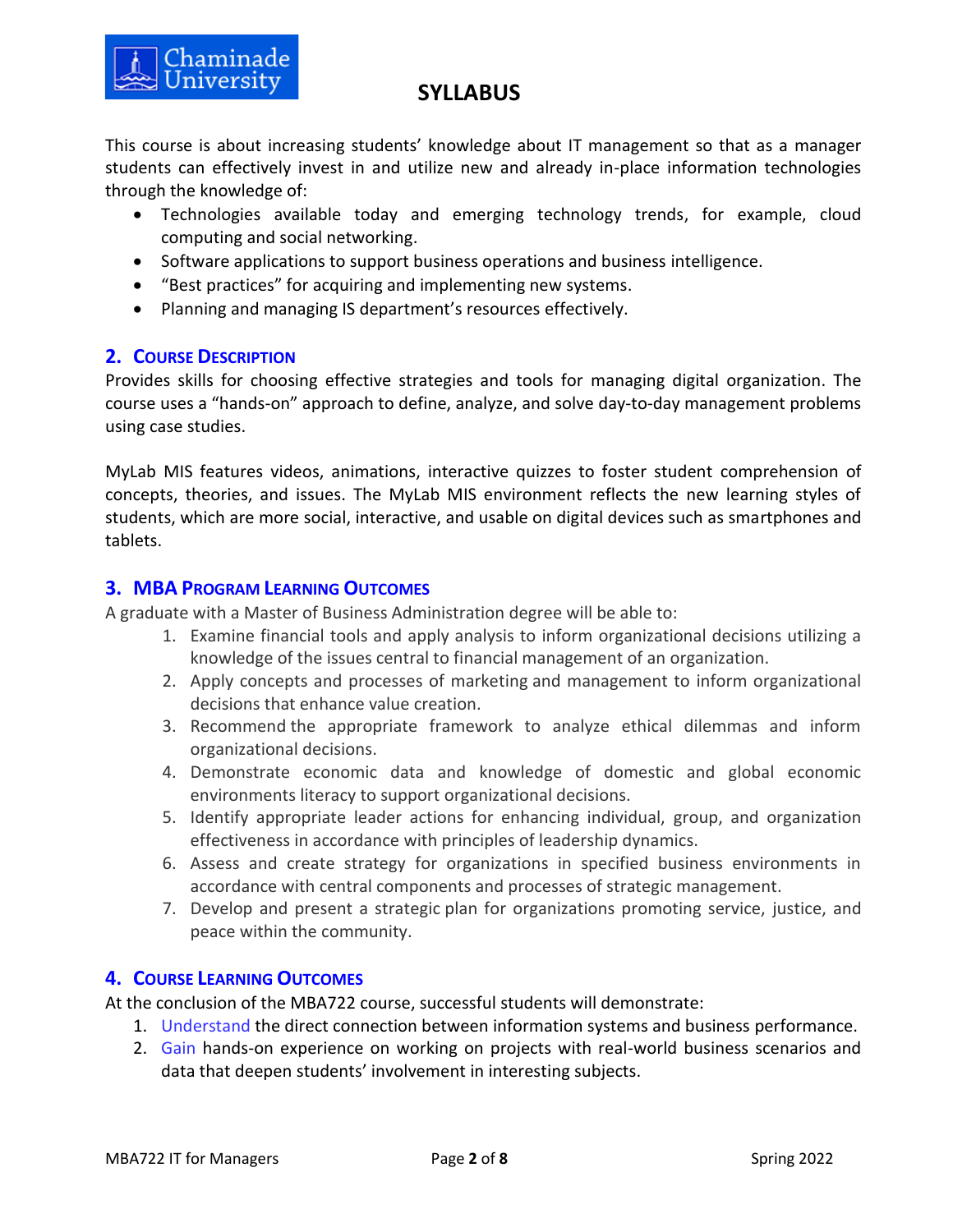This course is about increasing students' knowledge about IT management so that as a manager students can effectively invest in and utilize new and already in-place information technologies through the knowledge of:

- Technologies available today and emerging technology trends, for example, cloud computing and social networking.
- Software applications to support business operations and business intelligence.
- "Best practices" for acquiring and implementing new systems.
- Planning and managing IS department's resources effectively.

## 2. Course Description

Provides skills for choosing effective strategies and tools for managing digital organization. The course uses a "hands-on" approach to define, analyze, and solve day-to-day management problems using case studies.

MyLab MIS features videos, animations, interactive quizzes to foster student comprehension of concepts, theories, and issues. The MyLab MIS environment reflects the new learning styles of students, which are more social, interactive, and usable on digital devices such as smartphones and tablets.

## 3. MBA Program Learning Outcomes

A graduate with a Master of Business Administration degree will be able to:

1. Examine financial tools and apply analysis to inform organizational decisions utilizing a knowledge of the issues central to financial management of an organization.
2. Apply concepts and processes of marketing and management to inform organizational decisions that enhance value creation.
3. Recommend the appropriate framework to analyze ethical dilemmas and inform organizational decisions.
4. Demonstrate economic data and knowledge of domestic and global economic environments literacy to support organizational decisions.
5. Identify appropriate leader actions for enhancing individual, group, and organization effectiveness in accordance with principles of leadership dynamics.
6. Assess and create strategy for organizations in specified business environments in accordance with central components and processes of strategic management.
7. Develop and present a strategic plan for organizations promoting service, justice, and peace within the community.

## 4. Course Learning Outcomes

At the conclusion of the MBA722 course, successful students will demonstrate:

1. Understand the direct connection between information systems and business performance.
2. Gain hands-on experience on working on projects with real-world business scenarios and data that deepen students' involvement in interesting subjects.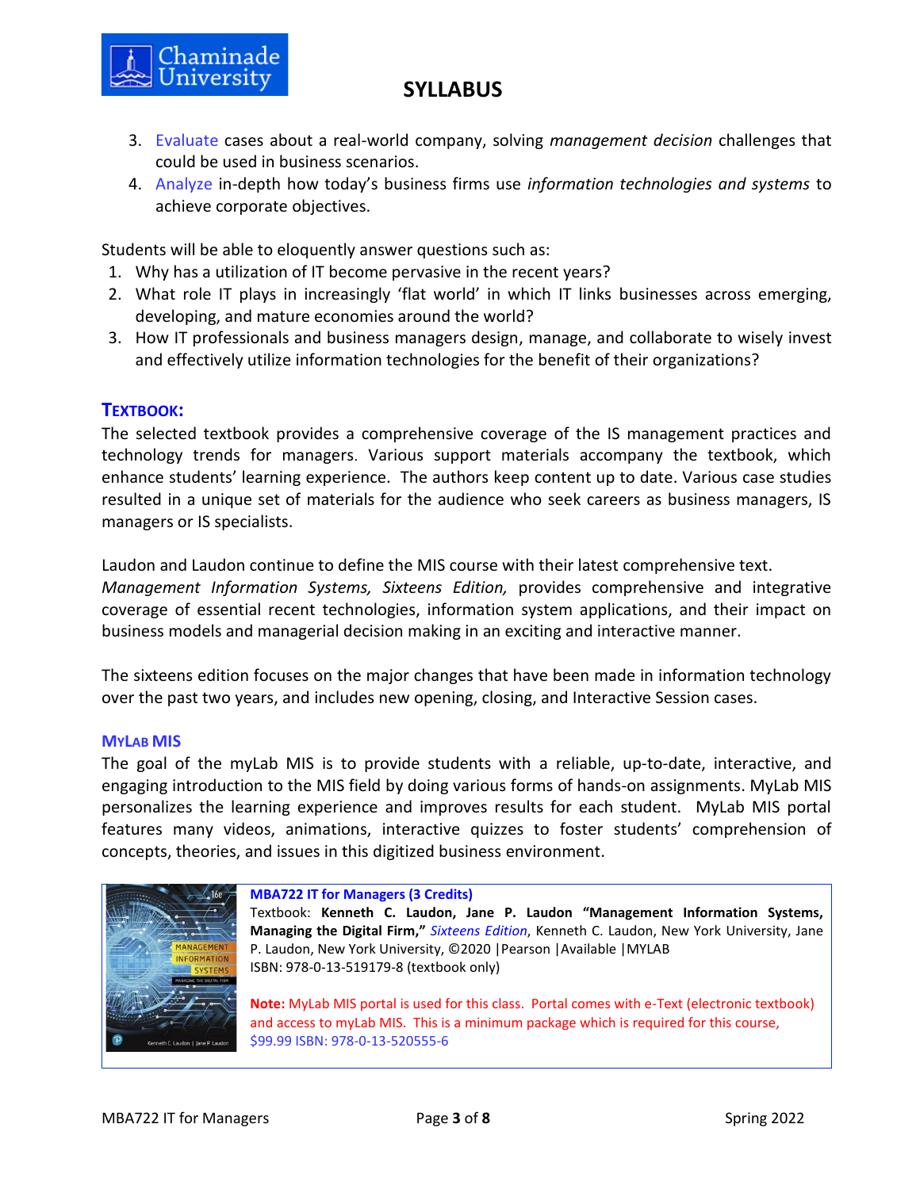3. Evaluate cases about a real-world company, solving *management decision* challenges that could be used in business scenarios.
4. Analyze in-depth how today's business firms use *information technologies and systems* to achieve corporate objectives.

Students will be able to eloquently answer questions such as:

1. Why has a utilization of IT become pervasive in the recent years?
2. What role IT plays in increasingly 'flat world' in which IT links businesses across emerging, developing, and mature economies around the world?
3. How IT professionals and business managers design, manage, and collaborate to wisely invest and effectively utilize information technologies for the benefit of their organizations?

## TEXTBOOK:

The selected textbook provides a comprehensive coverage of the IS management practices and technology trends for managers. Various support materials accompany the textbook, which enhance students' learning experience. The authors keep content up to date. Various case studies resulted in a unique set of materials for the audience who seek careers as business managers, IS managers or IS specialists.

Laudon and Laudon continue to define the MIS course with their latest comprehensive text. *Management Information Systems, Sixteens Edition,* provides comprehensive and integrative coverage of essential recent technologies, information system applications, and their impact on business models and managerial decision making in an exciting and interactive manner.

The sixteens edition focuses on the major changes that have been made in information technology over the past two years, and includes new opening, closing, and Interactive Session cases.

### MYLAB MIS

The goal of the myLab MIS is to provide students with a reliable, up-to-date, interactive, and engaging introduction to the MIS field by doing various forms of hands-on assignments. MyLab MIS personalizes the learning experience and improves results for each student. MyLab MIS portal features many videos, animations, interactive quizzes to foster students' comprehension of concepts, theories, and issues in this digitized business environment.

**MBA722 IT for Managers (3 Credits)**

Textbook: **Kenneth C. Laudon, Jane P. Laudon "Management Information Systems, Managing the Digital Firm,"** *Sixteens Edition*, Kenneth C. Laudon, New York University, Jane P. Laudon, New York University, ©2020 |Pearson |Available |MYLAB
ISBN: 978-0-13-519179-8 (textbook only)

**Note:** MyLab MIS portal is used for this class. Portal comes with e-Text (electronic textbook) and access to myLab MIS. This is a minimum package which is required for this course, $99.99 ISBN: 978-0-13-520555-6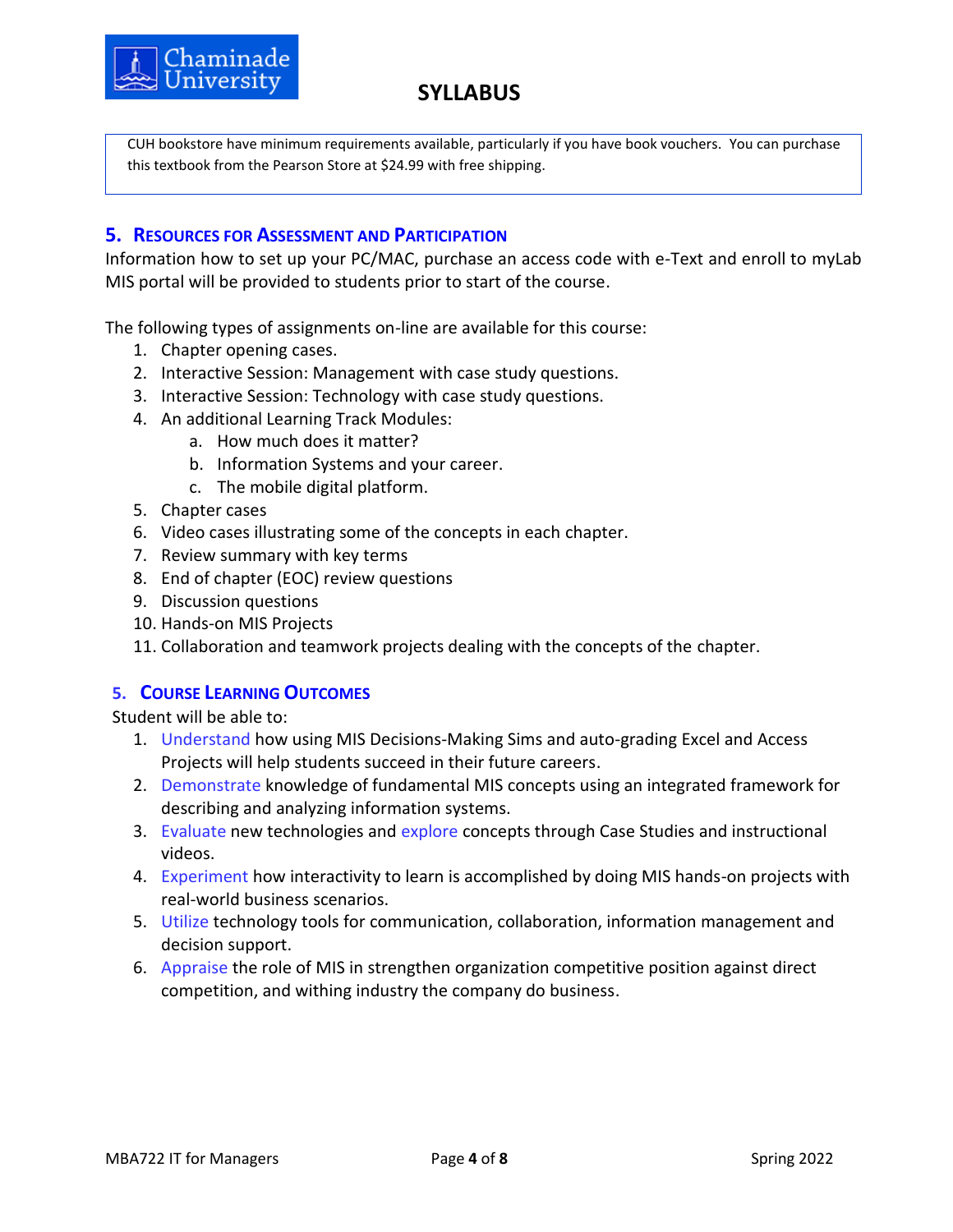CUH bookstore have minimum requirements available, particularly if you have book vouchers. You can purchase this textbook from the Pearson Store at $24.99 with free shipping.

## 5. Resources for Assessment and Participation

Information how to set up your PC/MAC, purchase an access code with e-Text and enroll to myLab MIS portal will be provided to students prior to start of the course.

The following types of assignments on-line are available for this course:

1. Chapter opening cases.
2. Interactive Session: Management with case study questions.
3. Interactive Session: Technology with case study questions.
4. An additional Learning Track Modules:
   a. How much does it matter?
   b. Information Systems and your career.
   c. The mobile digital platform.
5. Chapter cases
6. Video cases illustrating some of the concepts in each chapter.
7. Review summary with key terms
8. End of chapter (EOC) review questions
9. Discussion questions
10. Hands-on MIS Projects
11. Collaboration and teamwork projects dealing with the concepts of the chapter.

## 5. Course Learning Outcomes

Student will be able to:

1. Understand how using MIS Decisions-Making Sims and auto-grading Excel and Access Projects will help students succeed in their future careers.
2. Demonstrate knowledge of fundamental MIS concepts using an integrated framework for describing and analyzing information systems.
3. Evaluate new technologies and explore concepts through Case Studies and instructional videos.
4. Experiment how interactivity to learn is accomplished by doing MIS hands-on projects with real-world business scenarios.
5. Utilize technology tools for communication, collaboration, information management and decision support.
6. Appraise the role of MIS in strengthen organization competitive position against direct competition, and withing industry the company do business.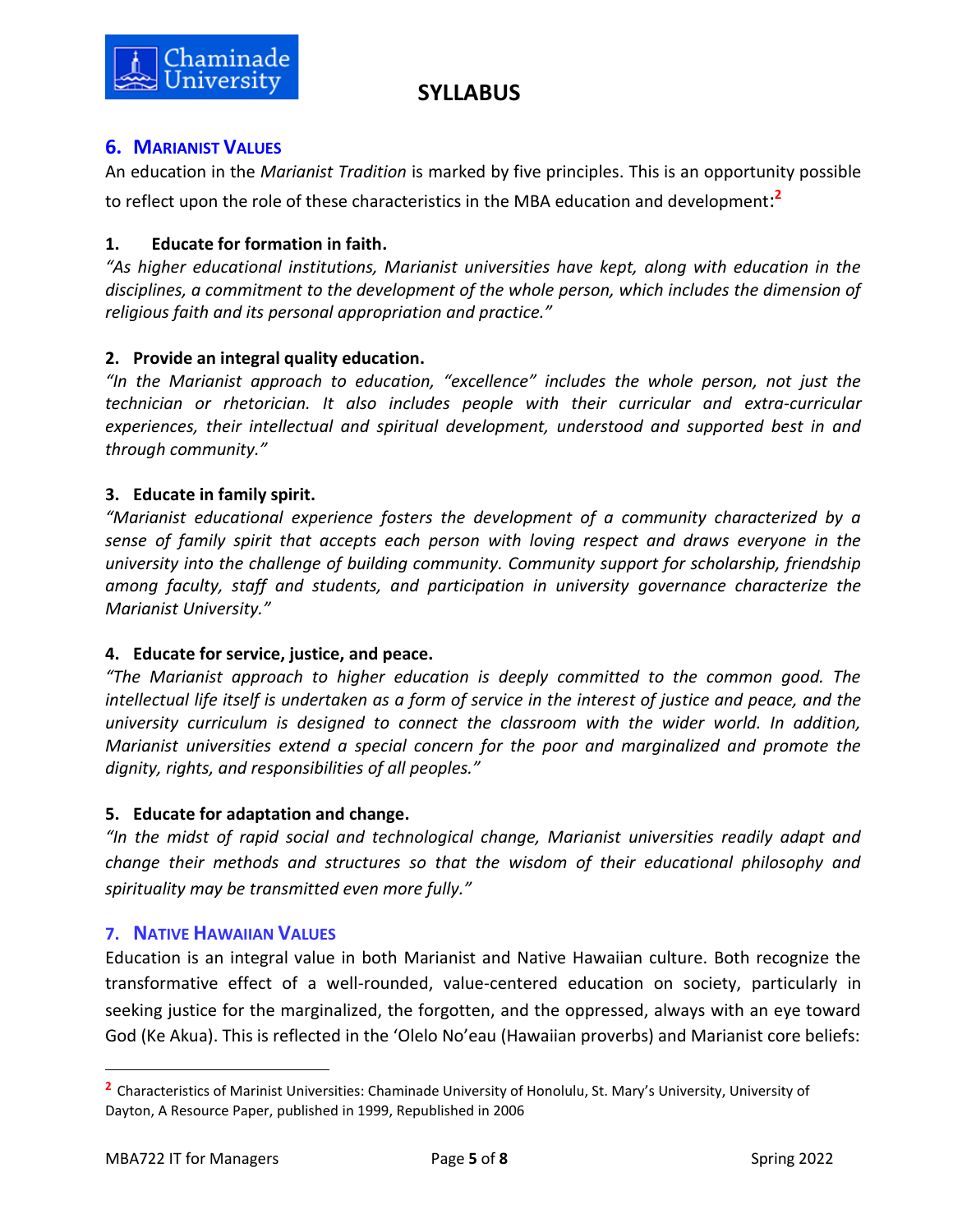## 6. Marianist Values

An education in the *Marianist Tradition* is marked by five principles. This is an opportunity possible to reflect upon the role of these characteristics in the MBA education and development:[2]

**1. Educate for formation in faith.**

*"As higher educational institutions, Marianist universities have kept, along with education in the disciplines, a commitment to the development of the whole person, which includes the dimension of religious faith and its personal appropriation and practice."*

**2. Provide an integral quality education.**

*"In the Marianist approach to education, "excellence" includes the whole person, not just the technician or rhetorician. It also includes people with their curricular and extra-curricular experiences, their intellectual and spiritual development, understood and supported best in and through community."*

**3. Educate in family spirit.**

*"Marianist educational experience fosters the development of a community characterized by a sense of family spirit that accepts each person with loving respect and draws everyone in the university into the challenge of building community. Community support for scholarship, friendship among faculty, staff and students, and participation in university governance characterize the Marianist University."*

**4. Educate for service, justice, and peace.**

*"The Marianist approach to higher education is deeply committed to the common good. The intellectual life itself is undertaken as a form of service in the interest of justice and peace, and the university curriculum is designed to connect the classroom with the wider world. In addition, Marianist universities extend a special concern for the poor and marginalized and promote the dignity, rights, and responsibilities of all peoples."*

**5. Educate for adaptation and change.**

*"In the midst of rapid social and technological change, Marianist universities readily adapt and change their methods and structures so that the wisdom of their educational philosophy and spirituality may be transmitted even more fully."*

## 7. Native Hawaiian Values

Education is an integral value in both Marianist and Native Hawaiian culture. Both recognize the transformative effect of a well-rounded, value-centered education on society, particularly in seeking justice for the marginalized, the forgotten, and the oppressed, always with an eye toward God (Ke Akua). This is reflected in the 'Olelo No'eau (Hawaiian proverbs) and Marianist core beliefs:

---

[2] Characteristics of Marinist Universities: Chaminade University of Honolulu, St. Mary's University, University of Dayton, A Resource Paper, published in 1999, Republished in 2006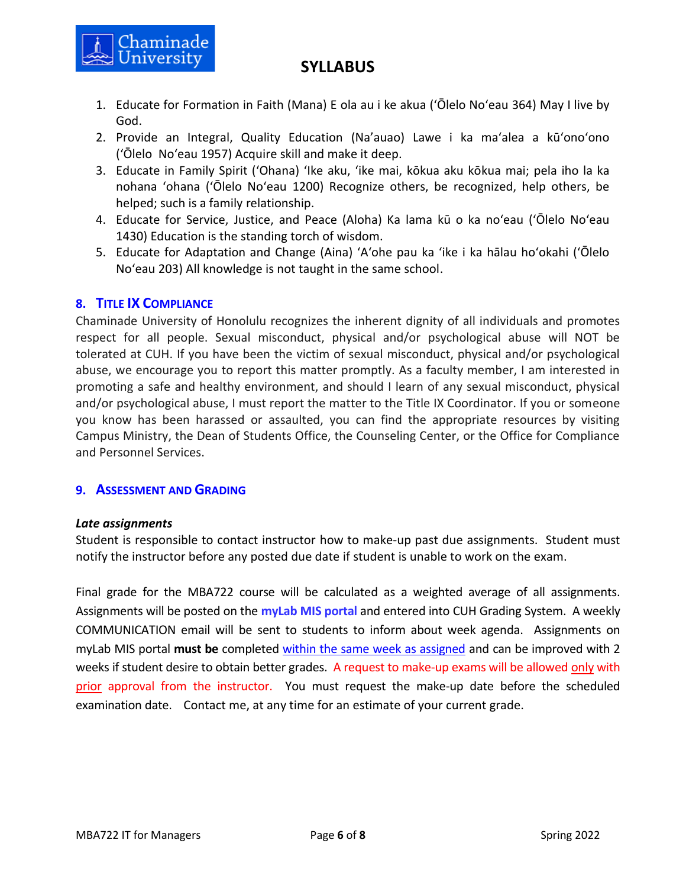1. Educate for Formation in Faith (Mana) E ola au i ke akua (ʻŌlelo Noʻeau 364) May I live by God.
2. Provide an Integral, Quality Education (Na'auao) Lawe i ka maʻalea a kūʻonoʻono (ʻŌlelo Noʻeau 1957) Acquire skill and make it deep.
3. Educate in Family Spirit (ʻOhana) ʻIke aku, ʻike mai, kōkua aku kōkua mai; pela iho la ka nohana ʻohana (ʻŌlelo Noʻeau 1200) Recognize others, be recognized, help others, be helped; such is a family relationship.
4. Educate for Service, Justice, and Peace (Aloha) Ka lama kū o ka noʻeau (ʻŌlelo Noʻeau 1430) Education is the standing torch of wisdom.
5. Educate for Adaptation and Change (Aina) ʻAʻohe pau ka ʻike i ka hālau hoʻokahi (ʻŌlelo Noʻeau 203) All knowledge is not taught in the same school.

## 8. Title IX Compliance

Chaminade University of Honolulu recognizes the inherent dignity of all individuals and promotes respect for all people. Sexual misconduct, physical and/or psychological abuse will NOT be tolerated at CUH. If you have been the victim of sexual misconduct, physical and/or psychological abuse, we encourage you to report this matter promptly. As a faculty member, I am interested in promoting a safe and healthy environment, and should I learn of any sexual misconduct, physical and/or psychological abuse, I must report the matter to the Title IX Coordinator. If you or someone you know has been harassed or assaulted, you can find the appropriate resources by visiting Campus Ministry, the Dean of Students Office, the Counseling Center, or the Office for Compliance and Personnel Services.

## 9. Assessment and Grading

***Late assignments***

Student is responsible to contact instructor how to make-up past due assignments. Student must notify the instructor before any posted due date if student is unable to work on the exam.

Final grade for the MBA722 course will be calculated as a weighted average of all assignments. Assignments will be posted on the **myLab MIS portal** and entered into CUH Grading System. A weekly COMMUNICATION email will be sent to students to inform about week agenda. Assignments on myLab MIS portal **must be** completed within the same week as assigned and can be improved with 2 weeks if student desire to obtain better grades. A request to make-up exams will be allowed only with prior approval from the instructor. You must request the make-up date before the scheduled examination date. Contact me, at any time for an estimate of your current grade.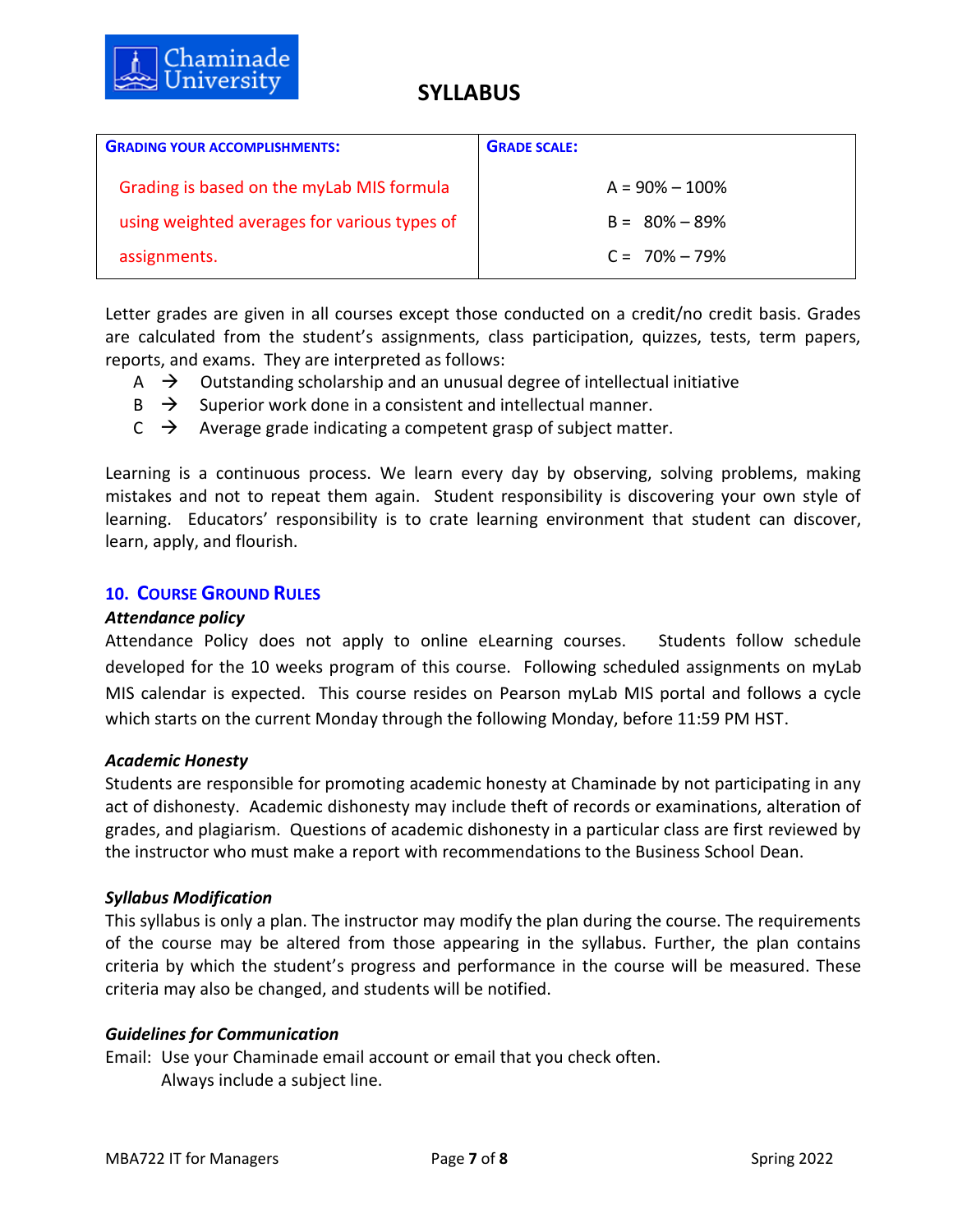| **Grading your accomplishments:** | **Grade scale:** |
| --- | --- |
| Grading is based on the myLab MIS formula using weighted averages for various types of assignments. | A = 90% – 100%<br>B = 80% – 89%<br>C = 70% – 79% |

Letter grades are given in all courses except those conducted on a credit/no credit basis. Grades are calculated from the student's assignments, class participation, quizzes, tests, term papers, reports, and exams. They are interpreted as follows:

- A → Outstanding scholarship and an unusual degree of intellectual initiative
- B → Superior work done in a consistent and intellectual manner.
- C → Average grade indicating a competent grasp of subject matter.

Learning is a continuous process. We learn every day by observing, solving problems, making mistakes and not to repeat them again. Student responsibility is discovering your own style of learning. Educators' responsibility is to crate learning environment that student can discover, learn, apply, and flourish.

## 10. Course Ground Rules

### *Attendance policy*

Attendance Policy does not apply to online eLearning courses. Students follow schedule developed for the 10 weeks program of this course. Following scheduled assignments on myLab MIS calendar is expected. This course resides on Pearson myLab MIS portal and follows a cycle which starts on the current Monday through the following Monday, before 11:59 PM HST.

### *Academic Honesty*

Students are responsible for promoting academic honesty at Chaminade by not participating in any act of dishonesty. Academic dishonesty may include theft of records or examinations, alteration of grades, and plagiarism. Questions of academic dishonesty in a particular class are first reviewed by the instructor who must make a report with recommendations to the Business School Dean.

### *Syllabus Modification*

This syllabus is only a plan. The instructor may modify the plan during the course. The requirements of the course may be altered from those appearing in the syllabus. Further, the plan contains criteria by which the student's progress and performance in the course will be measured. These criteria may also be changed, and students will be notified.

### *Guidelines for Communication*

Email: Use your Chaminade email account or email that you check often.
Always include a subject line.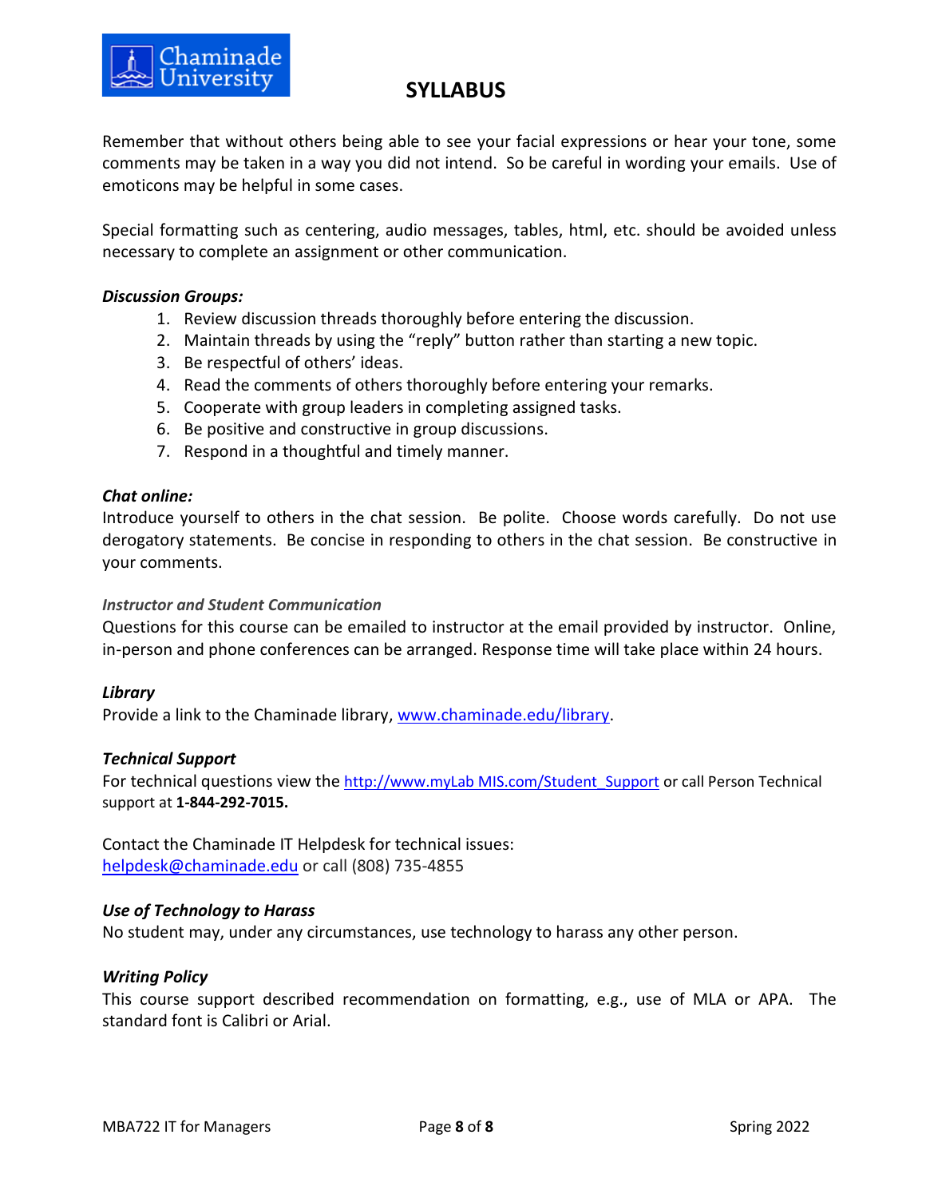Remember that without others being able to see your facial expressions or hear your tone, some comments may be taken in a way you did not intend. So be careful in wording your emails. Use of emoticons may be helpful in some cases.

Special formatting such as centering, audio messages, tables, html, etc. should be avoided unless necessary to complete an assignment or other communication.

***Discussion Groups:***

1. Review discussion threads thoroughly before entering the discussion.
2. Maintain threads by using the "reply" button rather than starting a new topic.
3. Be respectful of others' ideas.
4. Read the comments of others thoroughly before entering your remarks.
5. Cooperate with group leaders in completing assigned tasks.
6. Be positive and constructive in group discussions.
7. Respond in a thoughtful and timely manner.

***Chat online:***

Introduce yourself to others in the chat session. Be polite. Choose words carefully. Do not use derogatory statements. Be concise in responding to others in the chat session. Be constructive in your comments.

***Instructor and Student Communication***

Questions for this course can be emailed to instructor at the email provided by instructor. Online, in-person and phone conferences can be arranged. Response time will take place within 24 hours.

***Library***

Provide a link to the Chaminade library, [www.chaminade.edu/library](www.chaminade.edu/library).

***Technical Support***

For technical questions view the [http://www.myLab MIS.com/Student_Support](http://www.myLab MIS.com/Student_Support) or call Person Technical support at **1-844-292-7015.**

Contact the Chaminade IT Helpdesk for technical issues:
[helpdesk@chaminade.edu](mailto:helpdesk@chaminade.edu) or call (808) 735-4855

***Use of Technology to Harass***

No student may, under any circumstances, use technology to harass any other person.

***Writing Policy***

This course support described recommendation on formatting, e.g., use of MLA or APA. The standard font is Calibri or Arial.